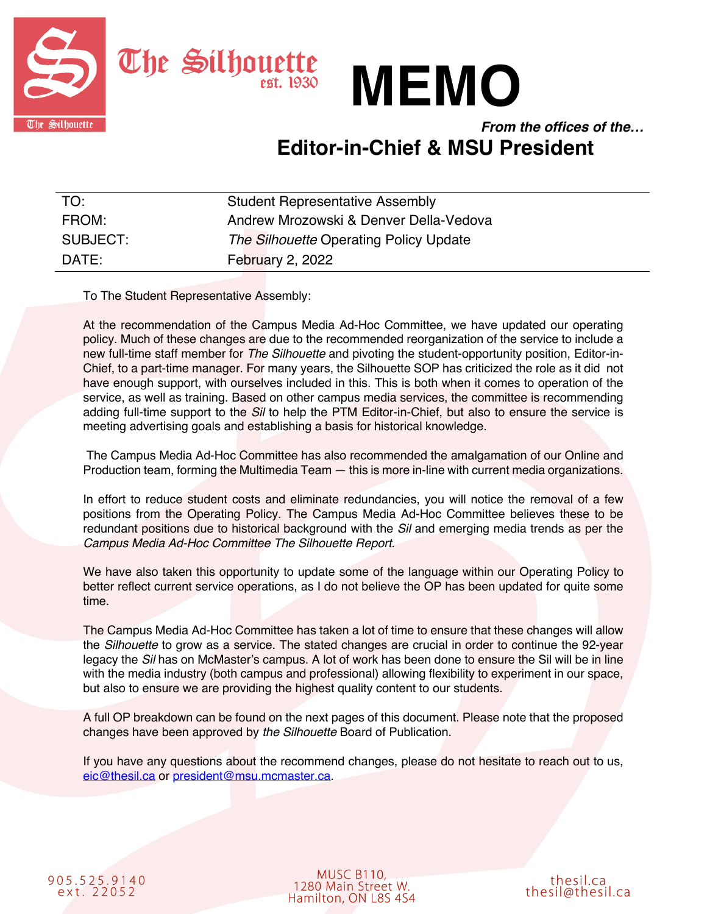The Silhouette est. 1930

# MEMO

***From the offices of the…***

## Editor-in-Chief & MSU President

| | |
|---|---|
| TO: | Student Representative Assembly |
| FROM: | Andrew Mrozowski & Denver Della-Vedova |
| SUBJECT: | *The Silhouette* Operating Policy Update |
| DATE: | February 2, 2022 |

To The Student Representative Assembly:

At the recommendation of the Campus Media Ad-Hoc Committee, we have updated our operating policy. Much of these changes are due to the recommended reorganization of the service to include a new full-time staff member for *The Silhouette* and pivoting the student-opportunity position, Editor-in-Chief, to a part-time manager. For many years, the Silhouette SOP has criticized the role as it did not have enough support, with ourselves included in this. This is both when it comes to operation of the service, as well as training. Based on other campus media services, the committee is recommending adding full-time support to the *Sil* to help the PTM Editor-in-Chief, but also to ensure the service is meeting advertising goals and establishing a basis for historical knowledge.

The Campus Media Ad-Hoc Committee has also recommended the amalgamation of our Online and Production team, forming the Multimedia Team — this is more in-line with current media organizations.

In effort to reduce student costs and eliminate redundancies, you will notice the removal of a few positions from the Operating Policy. The Campus Media Ad-Hoc Committee believes these to be redundant positions due to historical background with the *Sil* and emerging media trends as per the *Campus Media Ad-Hoc Committee The Silhouette Report*.

We have also taken this opportunity to update some of the language within our Operating Policy to better reflect current service operations, as I do not believe the OP has been updated for quite some time.

The Campus Media Ad-Hoc Committee has taken a lot of time to ensure that these changes will allow the *Silhouette* to grow as a service. The stated changes are crucial in order to continue the 92-year legacy the *Sil* has on McMaster's campus. A lot of work has been done to ensure the Sil will be in line with the media industry (both campus and professional) allowing flexibility to experiment in our space, but also to ensure we are providing the highest quality content to our students.

A full OP breakdown can be found on the next pages of this document. Please note that the proposed changes have been approved by *the Silhouette* Board of Publication.

If you have any questions about the recommend changes, please do not hesitate to reach out to us, eic@thesil.ca or president@msu.mcmaster.ca.

905.525.9140 ext. 22052

MUSC B110, 1280 Main Street W. Hamilton, ON L8S 4S4

thesil.ca thesil@thesil.ca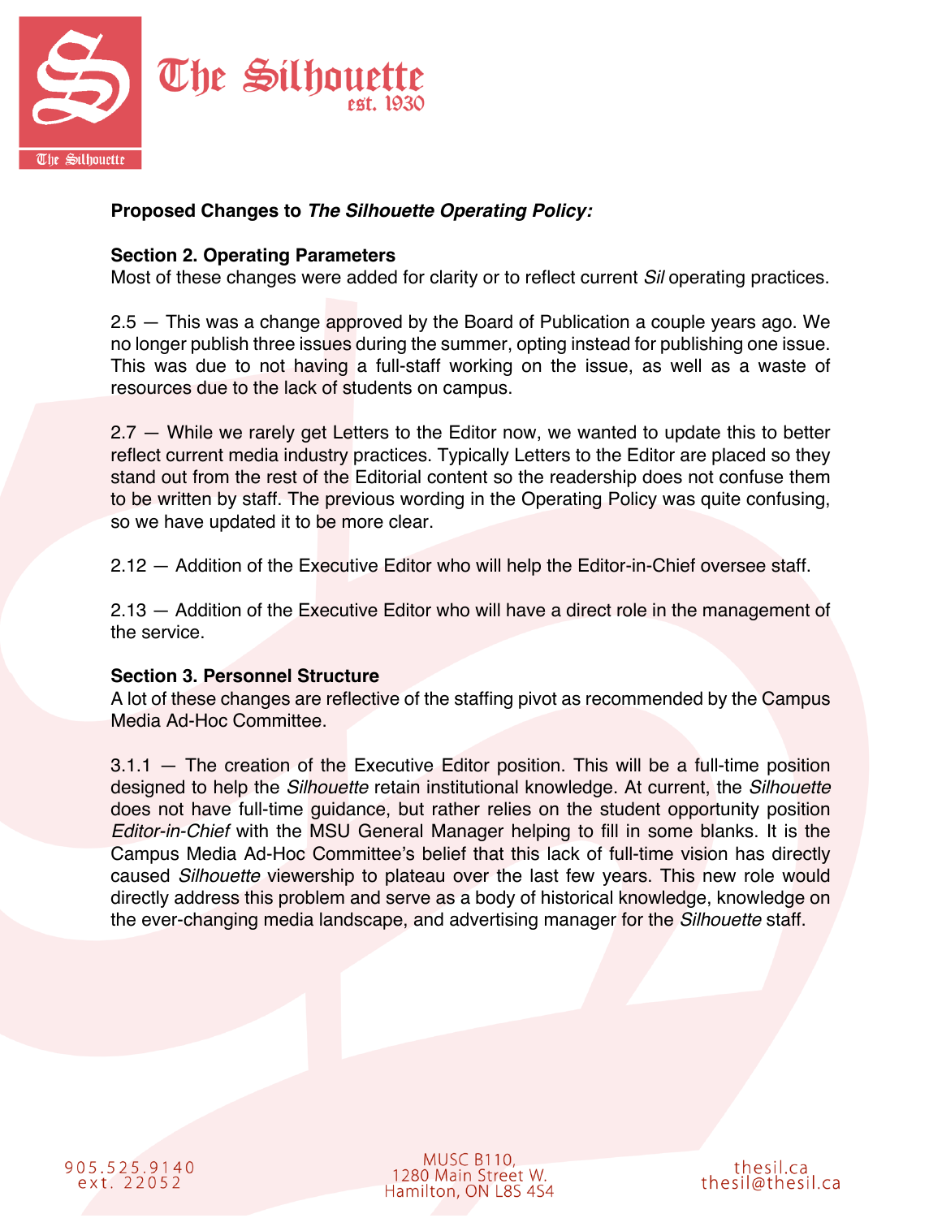**Proposed Changes to *The Silhouette Operating Policy:***

**Section 2. Operating Parameters**

Most of these changes were added for clarity or to reflect current *Sil* operating practices.

2.5 — This was a change approved by the Board of Publication a couple years ago. We no longer publish three issues during the summer, opting instead for publishing one issue. This was due to not having a full-staff working on the issue, as well as a waste of resources due to the lack of students on campus.

2.7 — While we rarely get Letters to the Editor now, we wanted to update this to better reflect current media industry practices. Typically Letters to the Editor are placed so they stand out from the rest of the Editorial content so the readership does not confuse them to be written by staff. The previous wording in the Operating Policy was quite confusing, so we have updated it to be more clear.

2.12 — Addition of the Executive Editor who will help the Editor-in-Chief oversee staff.

2.13 — Addition of the Executive Editor who will have a direct role in the management of the service.

**Section 3. Personnel Structure**

A lot of these changes are reflective of the staffing pivot as recommended by the Campus Media Ad-Hoc Committee.

3.1.1 — The creation of the Executive Editor position. This will be a full-time position designed to help the *Silhouette* retain institutional knowledge. At current, the *Silhouette* does not have full-time guidance, but rather relies on the student opportunity position *Editor-in-Chief* with the MSU General Manager helping to fill in some blanks. It is the Campus Media Ad-Hoc Committee's belief that this lack of full-time vision has directly caused *Silhouette* viewership to plateau over the last few years. This new role would directly address this problem and serve as a body of historical knowledge, knowledge on the ever-changing media landscape, and advertising manager for the *Silhouette* staff.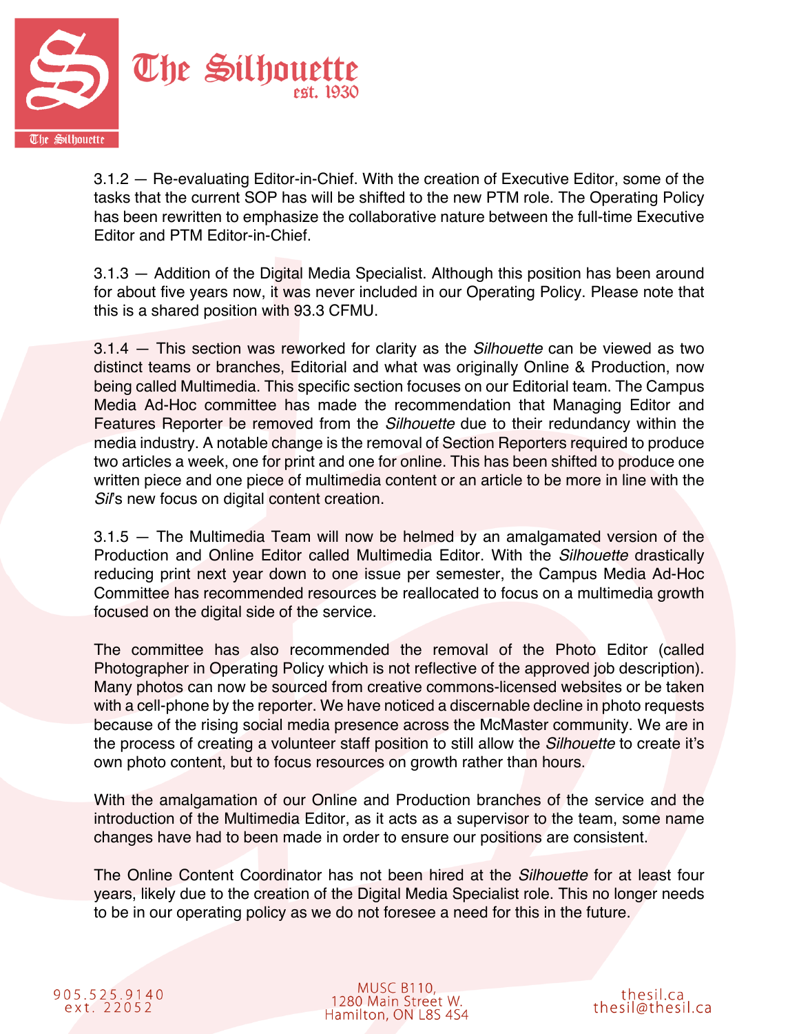3.1.2 — Re-evaluating Editor-in-Chief. With the creation of Executive Editor, some of the tasks that the current SOP has will be shifted to the new PTM role. The Operating Policy has been rewritten to emphasize the collaborative nature between the full-time Executive Editor and PTM Editor-in-Chief.

3.1.3 — Addition of the Digital Media Specialist. Although this position has been around for about five years now, it was never included in our Operating Policy. Please note that this is a shared position with 93.3 CFMU.

3.1.4 — This section was reworked for clarity as the *Silhouette* can be viewed as two distinct teams or branches, Editorial and what was originally Online & Production, now being called Multimedia. This specific section focuses on our Editorial team. The Campus Media Ad-Hoc committee has made the recommendation that Managing Editor and Features Reporter be removed from the *Silhouette* due to their redundancy within the media industry. A notable change is the removal of Section Reporters required to produce two articles a week, one for print and one for online. This has been shifted to produce one written piece and one piece of multimedia content or an article to be more in line with the *Sil*'s new focus on digital content creation.

3.1.5 — The Multimedia Team will now be helmed by an amalgamated version of the Production and Online Editor called Multimedia Editor. With the *Silhouette* drastically reducing print next year down to one issue per semester, the Campus Media Ad-Hoc Committee has recommended resources be reallocated to focus on a multimedia growth focused on the digital side of the service.

The committee has also recommended the removal of the Photo Editor (called Photographer in Operating Policy which is not reflective of the approved job description). Many photos can now be sourced from creative commons-licensed websites or be taken with a cell-phone by the reporter. We have noticed a discernable decline in photo requests because of the rising social media presence across the McMaster community. We are in the process of creating a volunteer staff position to still allow the *Silhouette* to create it's own photo content, but to focus resources on growth rather than hours.

With the amalgamation of our Online and Production branches of the service and the introduction of the Multimedia Editor, as it acts as a supervisor to the team, some name changes have had to been made in order to ensure our positions are consistent.

The Online Content Coordinator has not been hired at the *Silhouette* for at least four years, likely due to the creation of the Digital Media Specialist role. This no longer needs to be in our operating policy as we do not foresee a need for this in the future.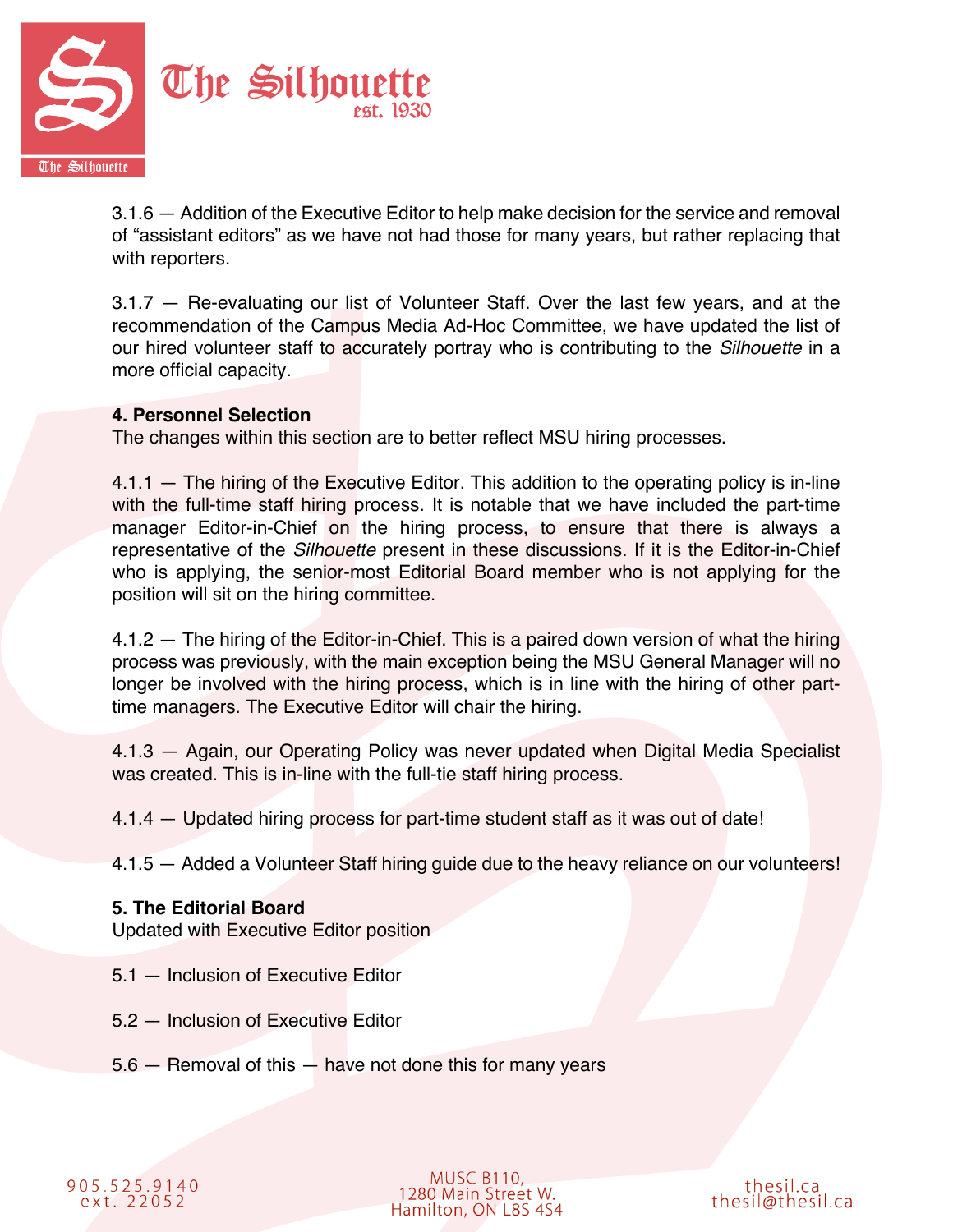3.1.6 — Addition of the Executive Editor to help make decision for the service and removal of "assistant editors" as we have not had those for many years, but rather replacing that with reporters.

3.1.7 — Re-evaluating our list of Volunteer Staff. Over the last few years, and at the recommendation of the Campus Media Ad-Hoc Committee, we have updated the list of our hired volunteer staff to accurately portray who is contributing to the *Silhouette* in a more official capacity.

**4. Personnel Selection**
The changes within this section are to better reflect MSU hiring processes.

4.1.1 — The hiring of the Executive Editor. This addition to the operating policy is in-line with the full-time staff hiring process. It is notable that we have included the part-time manager Editor-in-Chief on the hiring process, to ensure that there is always a representative of the *Silhouette* present in these discussions. If it is the Editor-in-Chief who is applying, the senior-most Editorial Board member who is not applying for the position will sit on the hiring committee.

4.1.2 — The hiring of the Editor-in-Chief. This is a paired down version of what the hiring process was previously, with the main exception being the MSU General Manager will no longer be involved with the hiring process, which is in line with the hiring of other part-time managers. The Executive Editor will chair the hiring.

4.1.3 — Again, our Operating Policy was never updated when Digital Media Specialist was created. This is in-line with the full-tie staff hiring process.

4.1.4 — Updated hiring process for part-time student staff as it was out of date!

4.1.5 — Added a Volunteer Staff hiring guide due to the heavy reliance on our volunteers!

**5. The Editorial Board**
Updated with Executive Editor position

5.1 — Inclusion of Executive Editor

5.2 — Inclusion of Executive Editor

5.6 — Removal of this — have not done this for many years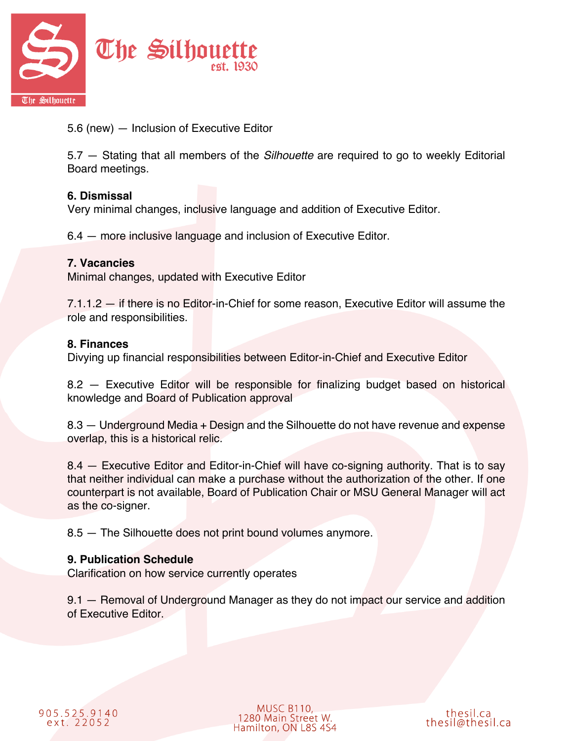5.6 (new) — Inclusion of Executive Editor

5.7 — Stating that all members of the *Silhouette* are required to go to weekly Editorial Board meetings.

**6. Dismissal**
Very minimal changes, inclusive language and addition of Executive Editor.

6.4 — more inclusive language and inclusion of Executive Editor.

**7. Vacancies**
Minimal changes, updated with Executive Editor

7.1.1.2 — if there is no Editor-in-Chief for some reason, Executive Editor will assume the role and responsibilities.

**8. Finances**
Divying up financial responsibilities between Editor-in-Chief and Executive Editor

8.2 — Executive Editor will be responsible for finalizing budget based on historical knowledge and Board of Publication approval

8.3 — Underground Media + Design and the Silhouette do not have revenue and expense overlap, this is a historical relic.

8.4 — Executive Editor and Editor-in-Chief will have co-signing authority. That is to say that neither individual can make a purchase without the authorization of the other. If one counterpart is not available, Board of Publication Chair or MSU General Manager will act as the co-signer.

8.5 — The Silhouette does not print bound volumes anymore.

**9. Publication Schedule**
Clarification on how service currently operates

9.1 — Removal of Underground Manager as they do not impact our service and addition of Executive Editor.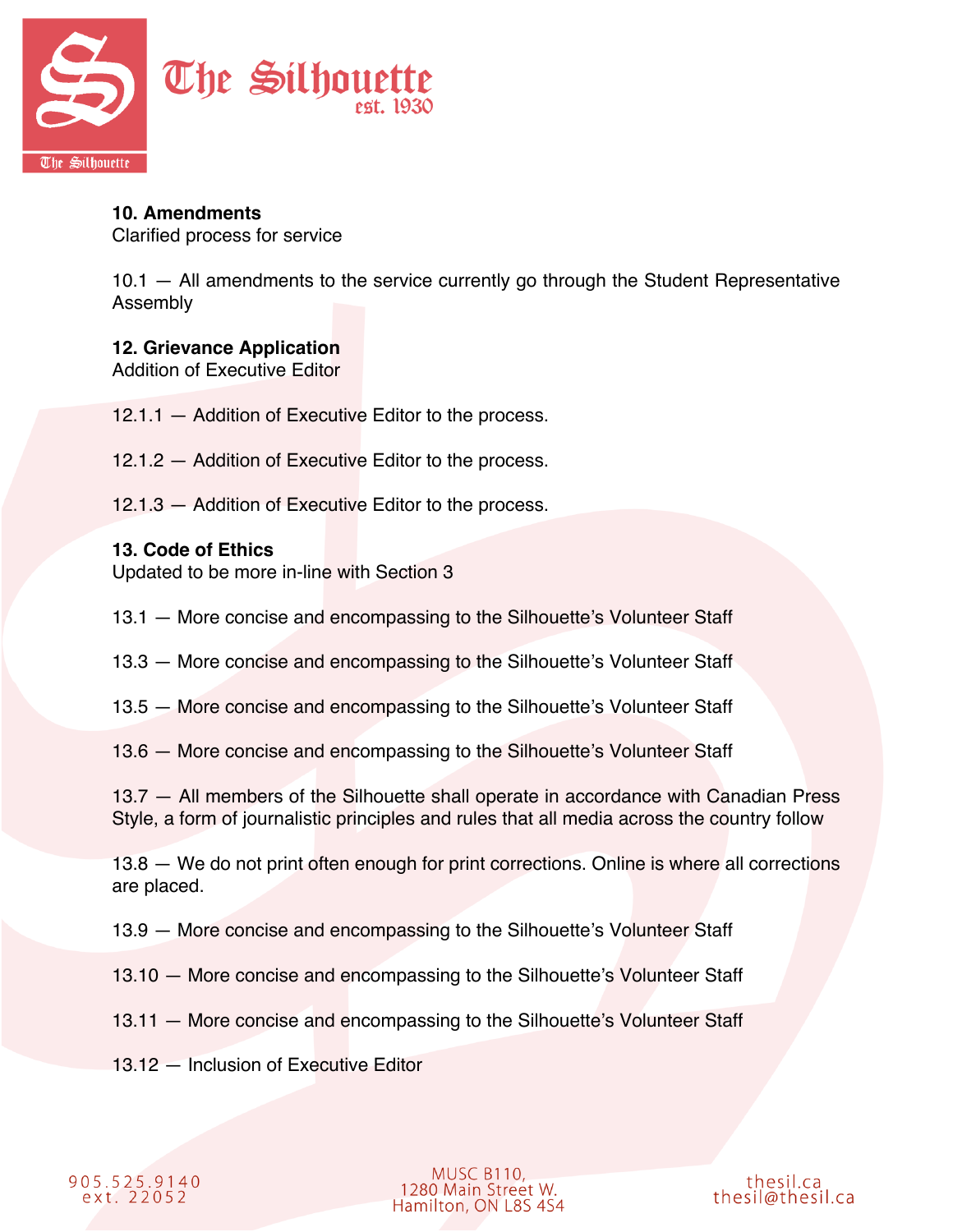**10. Amendments**
Clarified process for service

10.1 — All amendments to the service currently go through the Student Representative Assembly

**12. Grievance Application**
Addition of Executive Editor

12.1.1 — Addition of Executive Editor to the process.

12.1.2 — Addition of Executive Editor to the process.

12.1.3 — Addition of Executive Editor to the process.

**13. Code of Ethics**
Updated to be more in-line with Section 3

13.1 — More concise and encompassing to the Silhouette's Volunteer Staff

13.3 — More concise and encompassing to the Silhouette's Volunteer Staff

13.5 — More concise and encompassing to the Silhouette's Volunteer Staff

13.6 — More concise and encompassing to the Silhouette's Volunteer Staff

13.7 — All members of the Silhouette shall operate in accordance with Canadian Press Style, a form of journalistic principles and rules that all media across the country follow

13.8 — We do not print often enough for print corrections. Online is where all corrections are placed.

13.9 — More concise and encompassing to the Silhouette's Volunteer Staff

13.10 — More concise and encompassing to the Silhouette's Volunteer Staff

13.11 — More concise and encompassing to the Silhouette's Volunteer Staff

13.12 — Inclusion of Executive Editor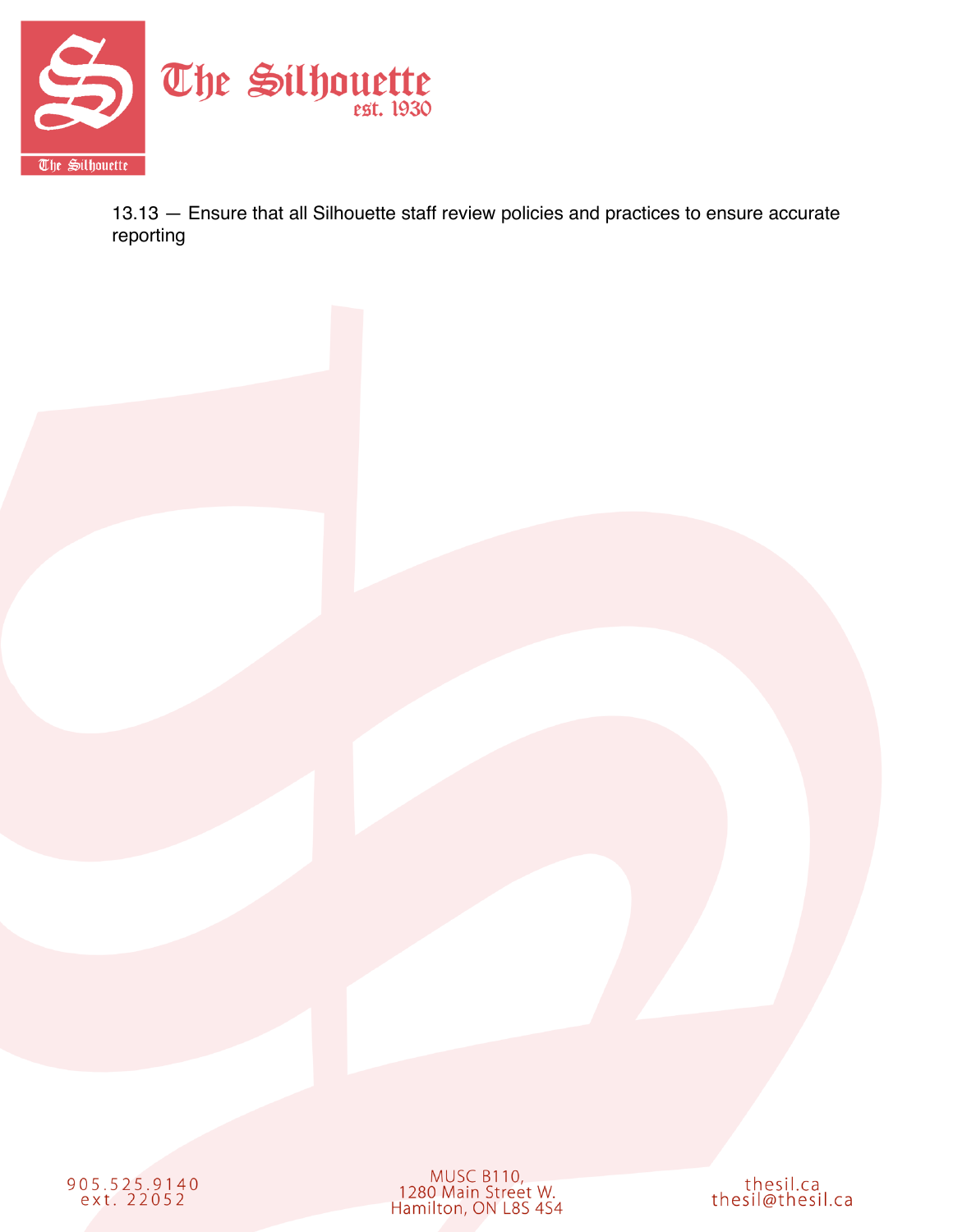13.13 — Ensure that all Silhouette staff review policies and practices to ensure accurate reporting